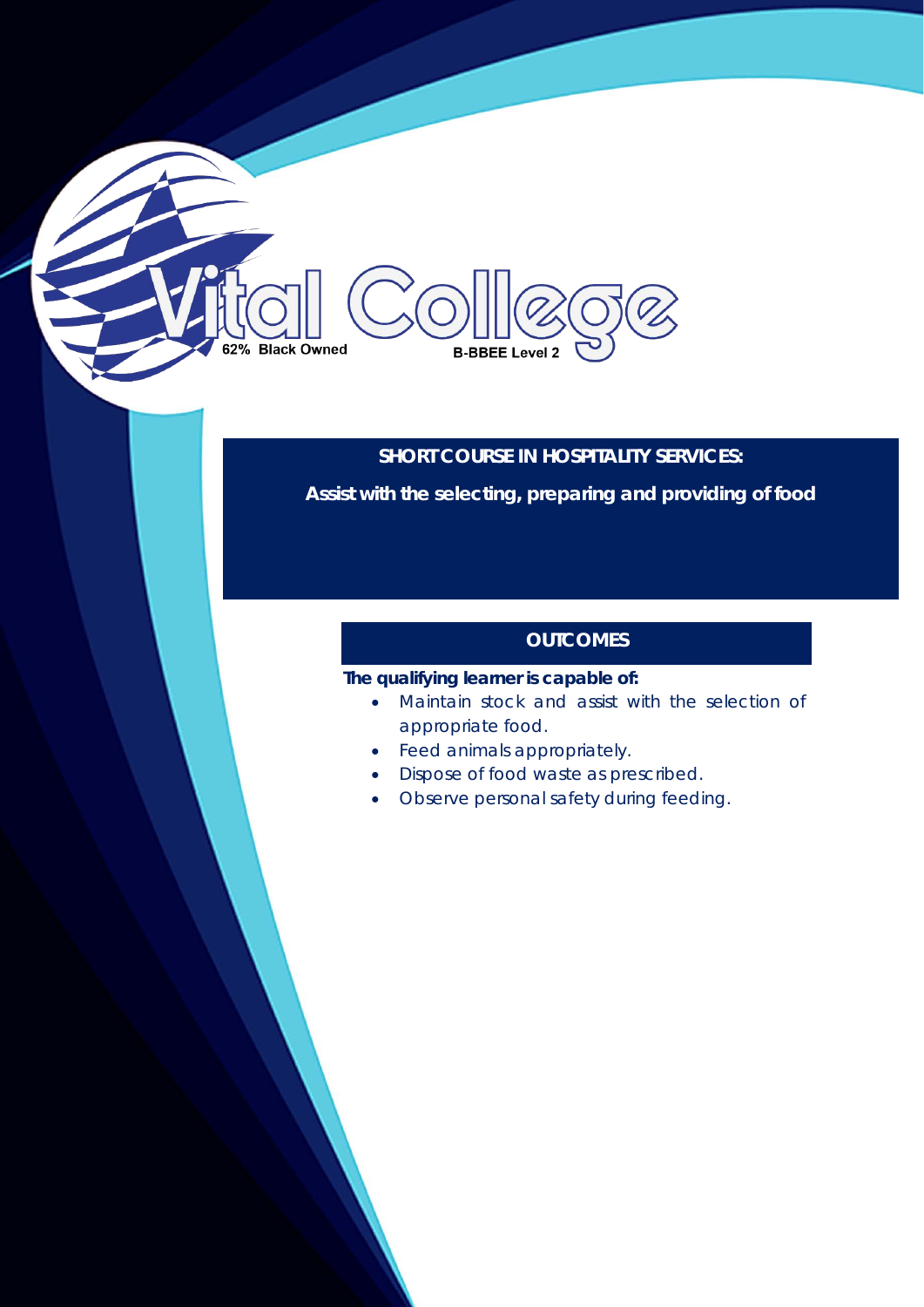Vital College

62% Black Owned

B-BBEE Level 2

# SHORT COURSE IN HOSPITALITY SERVICES:

## Assist with the selecting, preparing and providing of food

### OUTCOMES

**The qualifying learner is capable of:**

- Maintain stock and assist with the selection of appropriate food.
- Feed animals appropriately.
- Dispose of food waste as prescribed.
- Observe personal safety during feeding.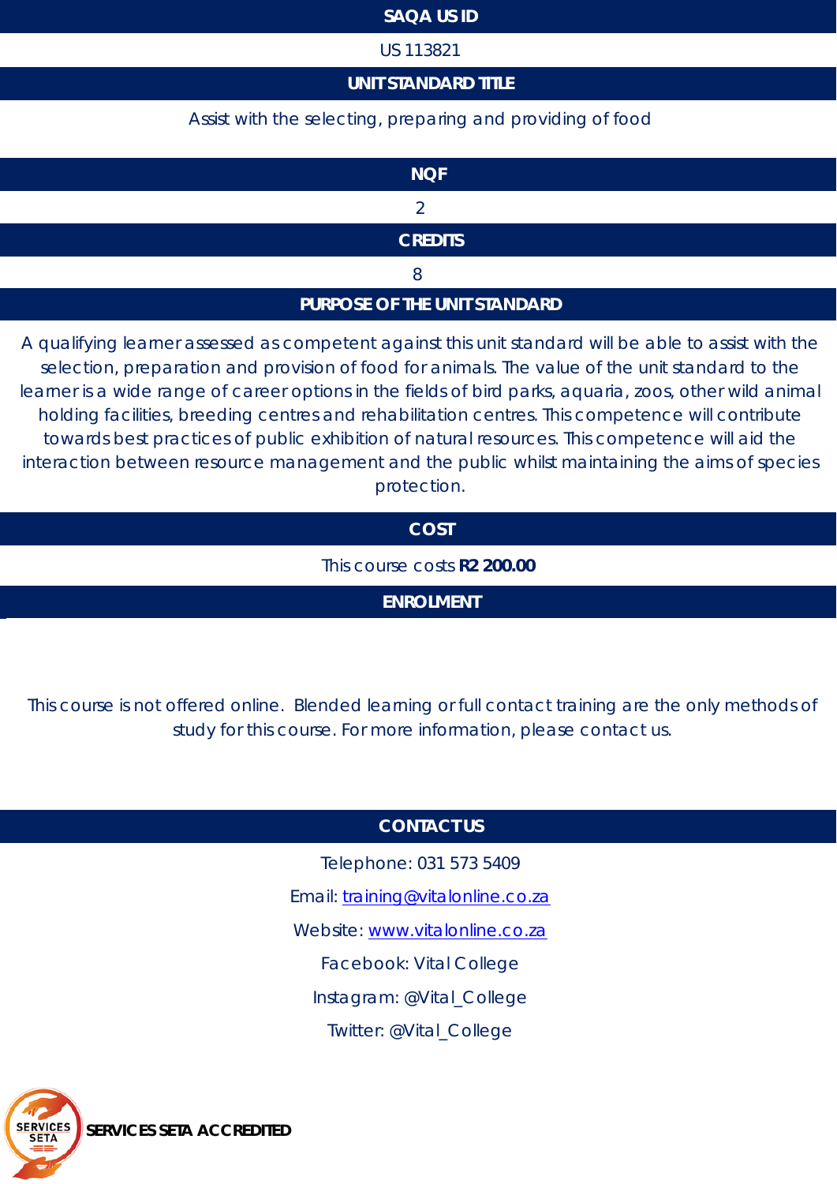## SAQA US ID

US 113821

## UNIT STANDARD TITLE

Assist with the selecting, preparing and providing of food

## NQF

2

## CREDITS

8

## PURPOSE OF THE UNIT STANDARD

A qualifying learner assessed as competent against this unit standard will be able to assist with the selection, preparation and provision of food for animals. The value of the unit standard to the learner is a wide range of career options in the fields of bird parks, aquaria, zoos, other wild animal holding facilities, breeding centres and rehabilitation centres. This competence will contribute towards best practices of public exhibition of natural resources. This competence will aid the interaction between resource management and the public whilst maintaining the aims of species protection.

## COST

This course costs **R2 200.00**

## ENROLMENT

This course is not offered online. Blended learning or full contact training are the only methods of study for this course. For more information, please contact us.

## CONTACT US

Telephone: 031 573 5409

Email: training@vitalonline.co.za

Website: www.vitalonline.co.za

Facebook: Vital College

Instagram: @Vital_College

Twitter: @Vital_College

**SERVICES SETA ACCREDITED**